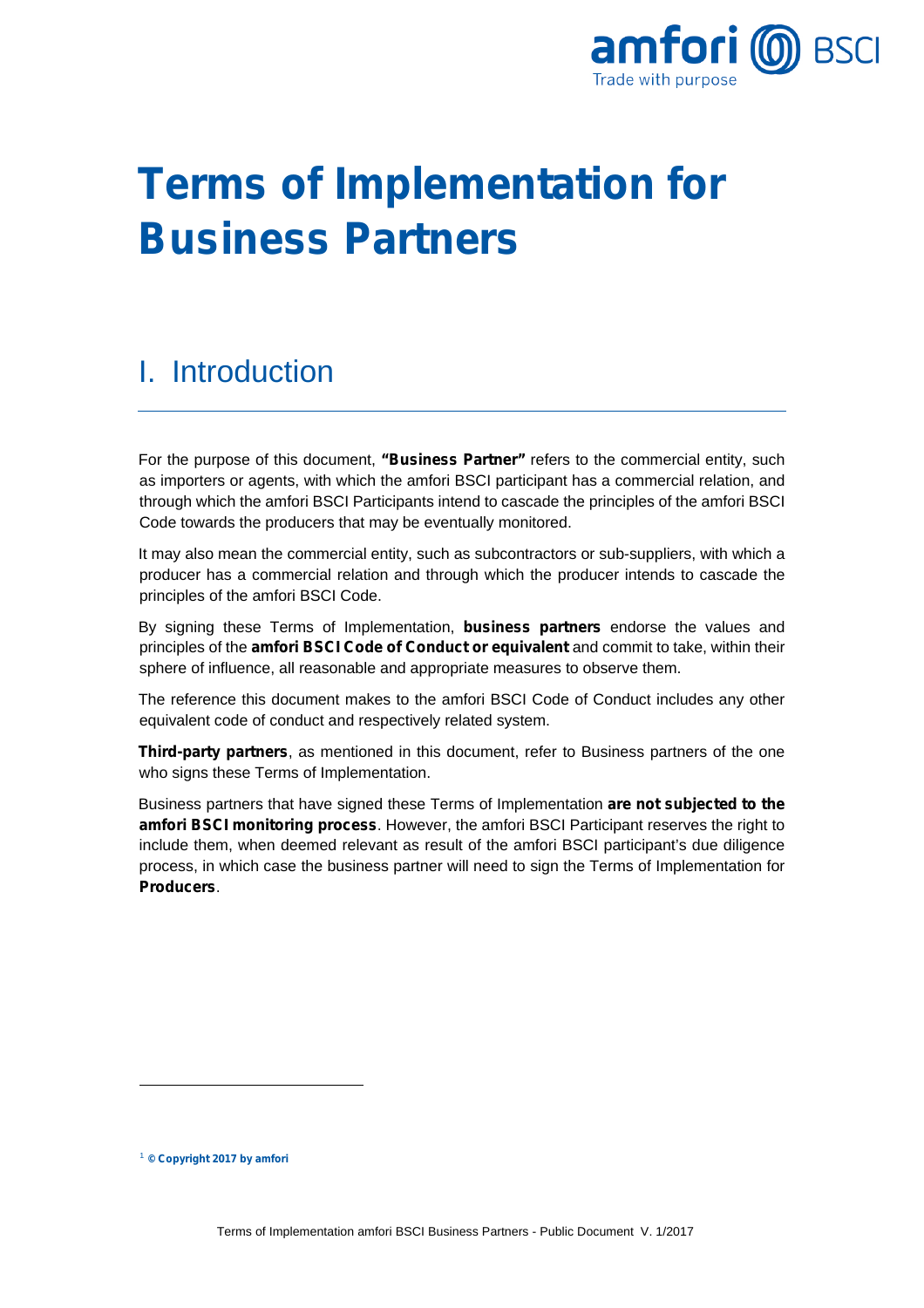# Terms of Implementation for Business Partners

## I. Introduction

For the purpose of this document, **"Business Partner"** refers to the commercial entity, such as importers or agents, with which the amfori BSCI participant has a commercial relation, and through which the amfori BSCI Participants intend to cascade the principles of the amfori BSCI Code towards the producers that may be eventually monitored.

It may also mean the commercial entity, such as subcontractors or sub-suppliers, with which a producer has a commercial relation and through which the producer intends to cascade the principles of the amfori BSCI Code.

By signing these Terms of Implementation, **business partners** endorse the values and principles of the **amfori BSCI Code of Conduct or equivalent** and commit to take, within their sphere of influence, all reasonable and appropriate measures to observe them.

The reference this document makes to the amfori BSCI Code of Conduct includes any other equivalent code of conduct and respectively related system.

**Third-party partners**, as mentioned in this document, refer to Business partners of the one who signs these Terms of Implementation.

Business partners that have signed these Terms of Implementation **are not subjected to the amfori BSCI monitoring process**. However, the amfori BSCI Participant reserves the right to include them, when deemed relevant as result of the amfori BSCI participant's due diligence process, in which case the business partner will need to sign the Terms of Implementation for **Producers**.

[1] **© Copyright 2017 by amfori**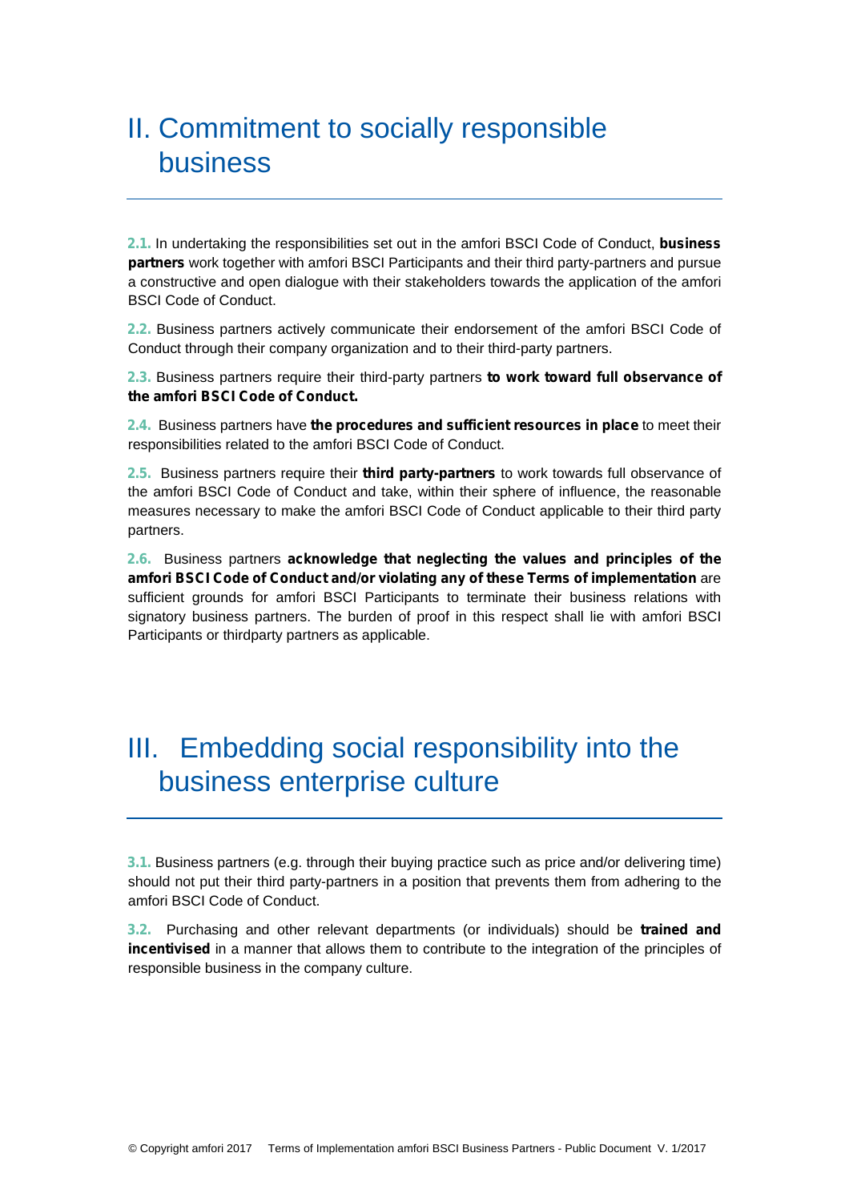# II. Commitment to socially responsible business

**2.1.** In undertaking the responsibilities set out in the amfori BSCI Code of Conduct, **business partners** work together with amfori BSCI Participants and their third party-partners and pursue a constructive and open dialogue with their stakeholders towards the application of the amfori BSCI Code of Conduct.

**2.2.** Business partners actively communicate their endorsement of the amfori BSCI Code of Conduct through their company organization and to their third-party partners.

**2.3.** Business partners require their third-party partners **to work toward full observance of the amfori BSCI Code of Conduct.**

**2.4.** Business partners have **the procedures and sufficient resources in place** to meet their responsibilities related to the amfori BSCI Code of Conduct.

**2.5.** Business partners require their **third party-partners** to work towards full observance of the amfori BSCI Code of Conduct and take, within their sphere of influence, the reasonable measures necessary to make the amfori BSCI Code of Conduct applicable to their third party partners.

**2.6.** Business partners **acknowledge that neglecting the values and principles of the amfori BSCI Code of Conduct and/or violating any of these Terms of implementation** are sufficient grounds for amfori BSCI Participants to terminate their business relations with signatory business partners. The burden of proof in this respect shall lie with amfori BSCI Participants or thirdparty partners as applicable.

# III. Embedding social responsibility into the business enterprise culture

**3.1.** Business partners (e.g. through their buying practice such as price and/or delivering time) should not put their third party-partners in a position that prevents them from adhering to the amfori BSCI Code of Conduct.

**3.2.** Purchasing and other relevant departments (or individuals) should be **trained and incentivised** in a manner that allows them to contribute to the integration of the principles of responsible business in the company culture.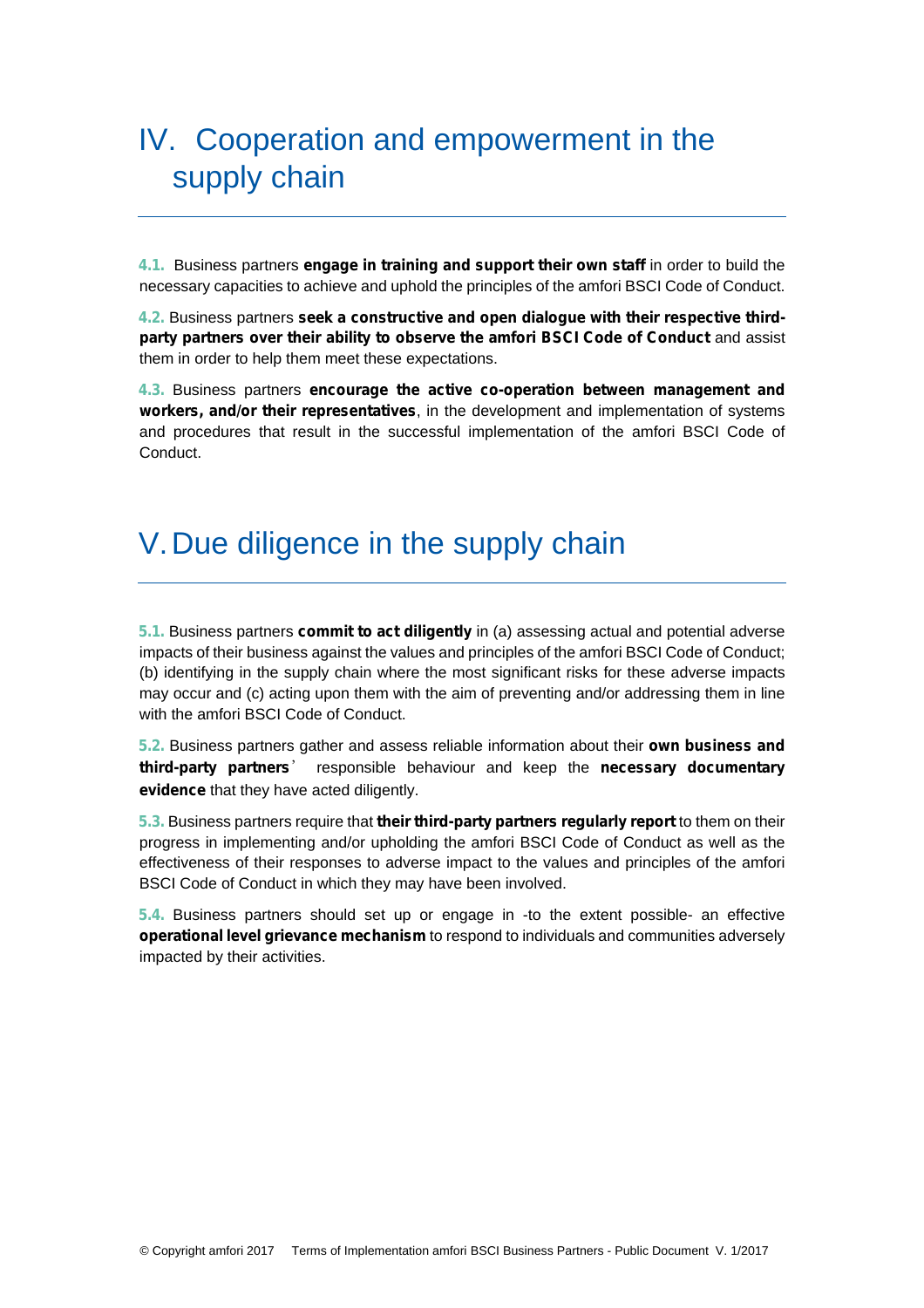# IV. Cooperation and empowerment in the supply chain

**4.1.** Business partners **engage in training and support their own staff** in order to build the necessary capacities to achieve and uphold the principles of the amfori BSCI Code of Conduct.

**4.2.** Business partners **seek a constructive and open dialogue with their respective third-party partners over their ability to observe the amfori BSCI Code of Conduct** and assist them in order to help them meet these expectations.

**4.3.** Business partners **encourage the active co-operation between management and workers, and/or their representatives**, in the development and implementation of systems and procedures that result in the successful implementation of the amfori BSCI Code of Conduct.

# V. Due diligence in the supply chain

**5.1.** Business partners **commit to act diligently** in (a) assessing actual and potential adverse impacts of their business against the values and principles of the amfori BSCI Code of Conduct; (b) identifying in the supply chain where the most significant risks for these adverse impacts may occur and (c) acting upon them with the aim of preventing and/or addressing them in line with the amfori BSCI Code of Conduct.

**5.2.** Business partners gather and assess reliable information about their **own business and third-party partners**' responsible behaviour and keep the **necessary documentary evidence** that they have acted diligently.

**5.3.** Business partners require that **their third-party partners regularly report** to them on their progress in implementing and/or upholding the amfori BSCI Code of Conduct as well as the effectiveness of their responses to adverse impact to the values and principles of the amfori BSCI Code of Conduct in which they may have been involved.

**5.4.** Business partners should set up or engage in -to the extent possible- an effective **operational level grievance mechanism** to respond to individuals and communities adversely impacted by their activities.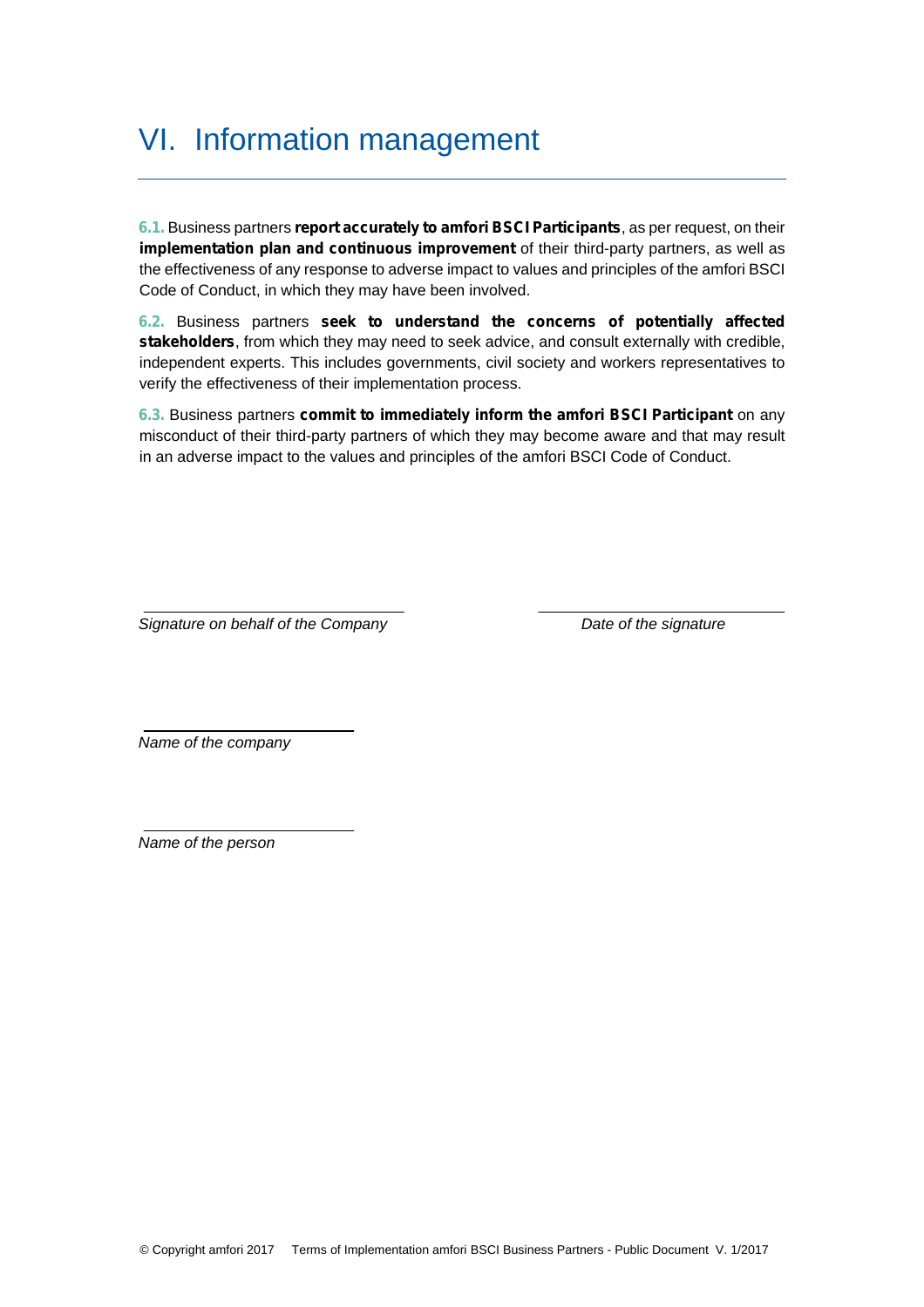# VI. Information management

**6.1.** Business partners **report accurately to amfori BSCI Participants**, as per request, on their **implementation plan and continuous improvement** of their third-party partners, as well as the effectiveness of any response to adverse impact to values and principles of the amfori BSCI Code of Conduct, in which they may have been involved.

**6.2.** Business partners **seek to understand the concerns of potentially affected stakeholders**, from which they may need to seek advice, and consult externally with credible, independent experts. This includes governments, civil society and workers representatives to verify the effectiveness of their implementation process.

**6.3.** Business partners **commit to immediately inform the amfori BSCI Participant** on any misconduct of their third-party partners of which they may become aware and that may result in an adverse impact to the values and principles of the amfori BSCI Code of Conduct.

\_\_\_\_\_\_\_\_\_\_\_\_\_\_\_\_\_\_\_\_\_\_\_\_\_\_\_\_\_\_
*Signature on behalf of the Company*

\_\_\_\_\_\_\_\_\_\_\_\_\_\_\_\_\_\_\_\_\_\_\_\_\_\_\_\_\_\_
*Date of the signature*

\_\_\_\_\_\_\_\_\_\_\_\_\_\_\_\_\_\_\_\_\_\_\_\_
*Name of the company*

\_\_\_\_\_\_\_\_\_\_\_\_\_\_\_\_\_\_\_\_\_\_\_\_
*Name of the person*